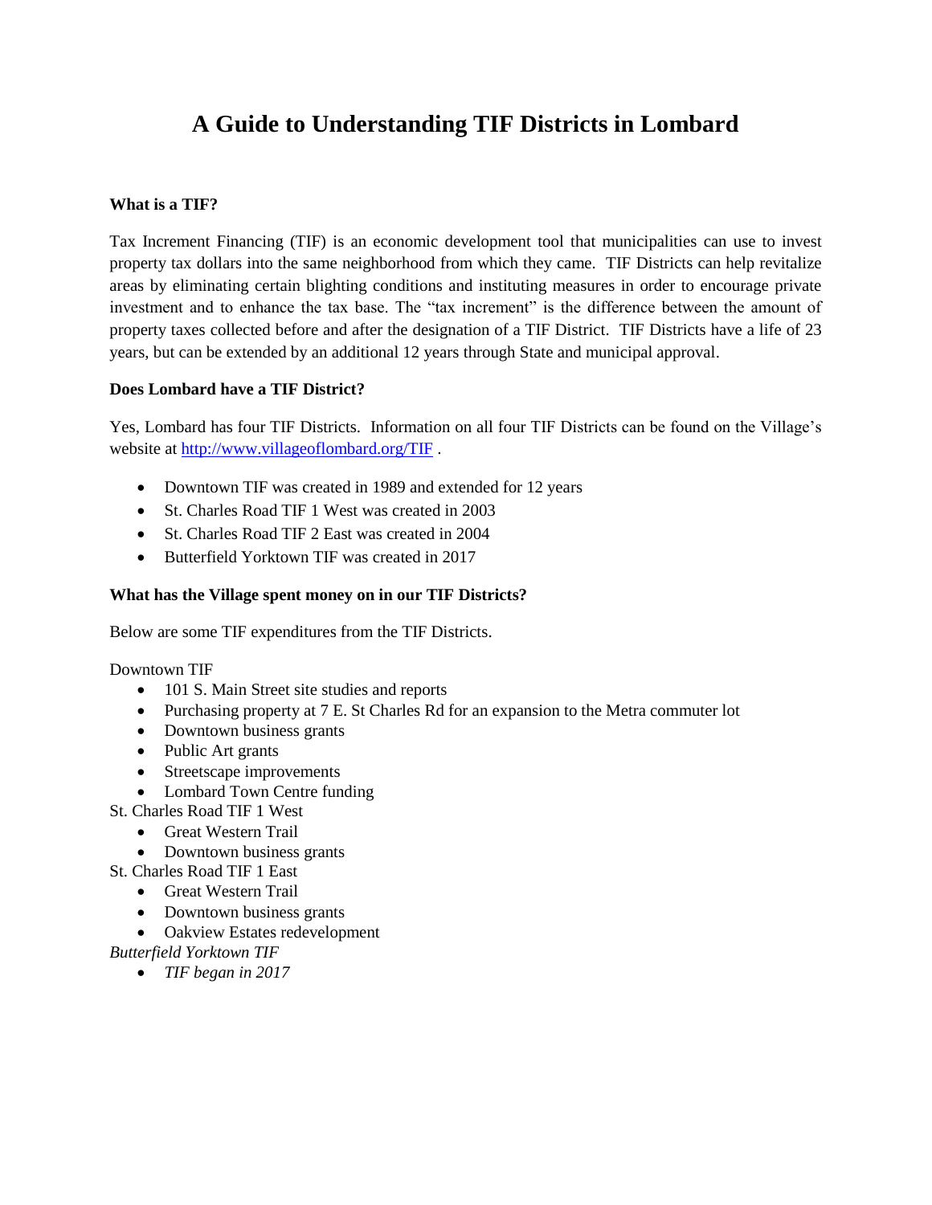# A Guide to Understanding TIF Districts in Lombard

**What is a TIF?**

Tax Increment Financing (TIF) is an economic development tool that municipalities can use to invest property tax dollars into the same neighborhood from which they came. TIF Districts can help revitalize areas by eliminating certain blighting conditions and instituting measures in order to encourage private investment and to enhance the tax base. The "tax increment" is the difference between the amount of property taxes collected before and after the designation of a TIF District. TIF Districts have a life of 23 years, but can be extended by an additional 12 years through State and municipal approval.

**Does Lombard have a TIF District?**

Yes, Lombard has four TIF Districts. Information on all four TIF Districts can be found on the Village's website at [http://www.villageoflombard.org/TIF](http://www.villageoflombard.org/TIF) .

- Downtown TIF was created in 1989 and extended for 12 years
- St. Charles Road TIF 1 West was created in 2003
- St. Charles Road TIF 2 East was created in 2004
- Butterfield Yorktown TIF was created in 2017

**What has the Village spent money on in our TIF Districts?**

Below are some TIF expenditures from the TIF Districts.

Downtown TIF

- 101 S. Main Street site studies and reports
- Purchasing property at 7 E. St Charles Rd for an expansion to the Metra commuter lot
- Downtown business grants
- Public Art grants
- Streetscape improvements
- Lombard Town Centre funding

St. Charles Road TIF 1 West

- Great Western Trail
- Downtown business grants

St. Charles Road TIF 1 East

- Great Western Trail
- Downtown business grants
- Oakview Estates redevelopment

*Butterfield Yorktown TIF*

- *TIF began in 2017*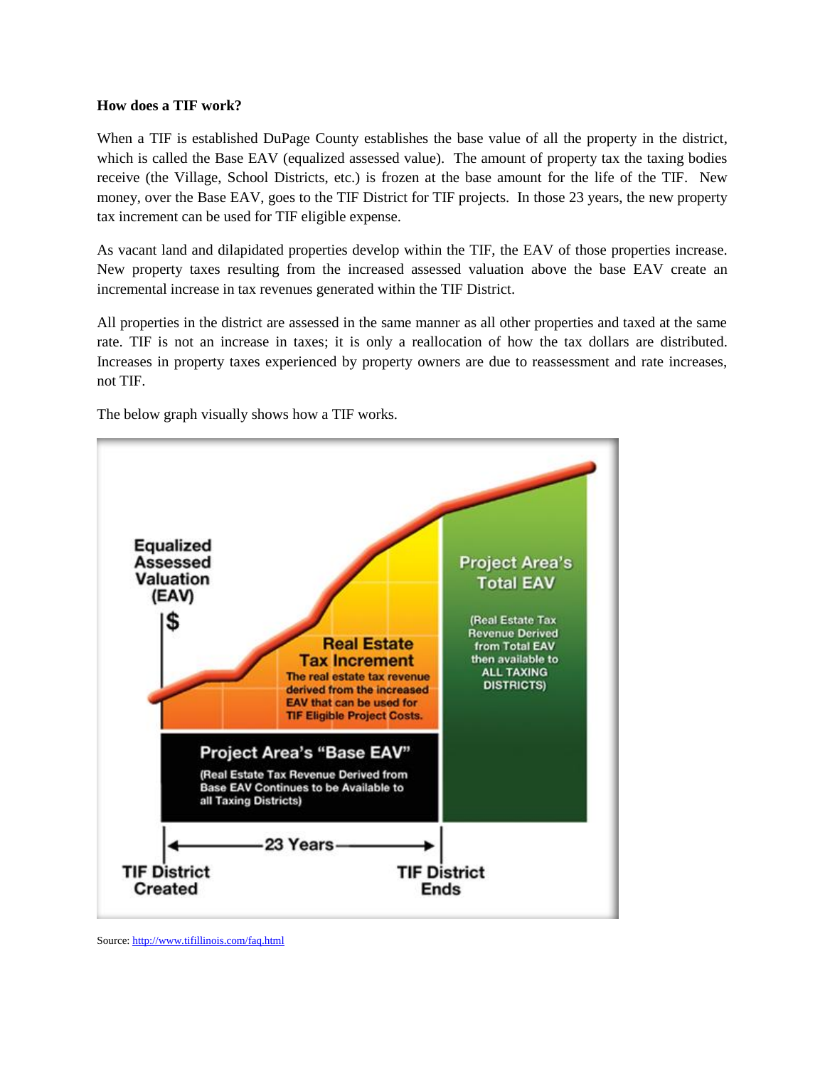**How does a TIF work?**

When a TIF is established DuPage County establishes the base value of all the property in the district, which is called the Base EAV (equalized assessed value). The amount of property tax the taxing bodies receive (the Village, School Districts, etc.) is frozen at the base amount for the life of the TIF. New money, over the Base EAV, goes to the TIF District for TIF projects. In those 23 years, the new property tax increment can be used for TIF eligible expense.

As vacant land and dilapidated properties develop within the TIF, the EAV of those properties increase. New property taxes resulting from the increased assessed valuation above the base EAV create an incremental increase in tax revenues generated within the TIF District.

All properties in the district are assessed in the same manner as all other properties and taxed at the same rate. TIF is not an increase in taxes; it is only a reallocation of how the tax dollars are distributed. Increases in property taxes experienced by property owners are due to reassessment and rate increases, not TIF.

The below graph visually shows how a TIF works.

Source: http://www.tifillinois.com/faq.html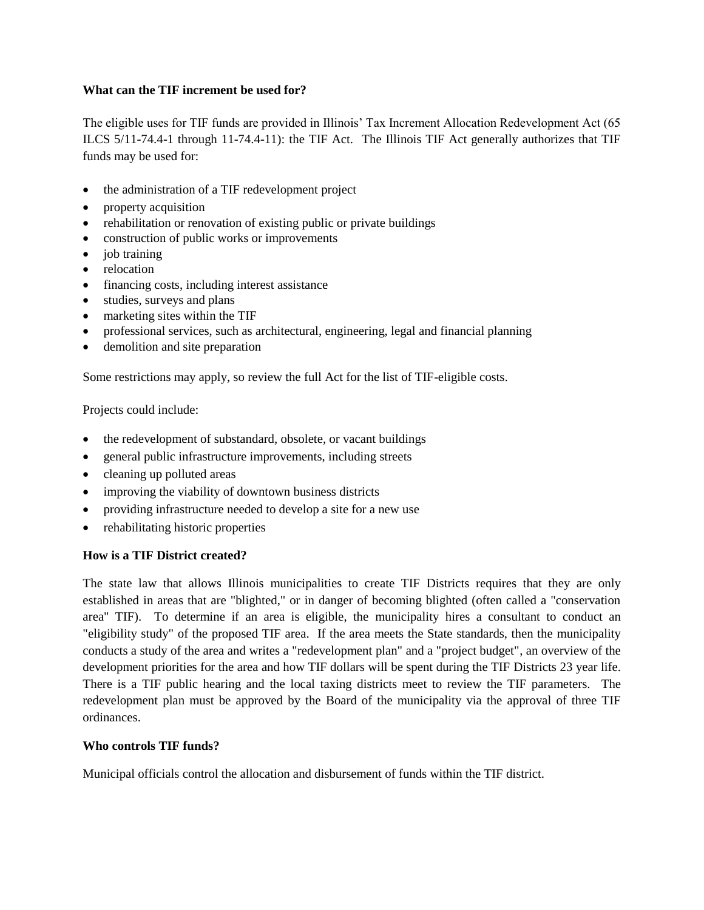**What can the TIF increment be used for?**

The eligible uses for TIF funds are provided in Illinois' Tax Increment Allocation Redevelopment Act (65 ILCS 5/11-74.4-1 through 11-74.4-11): the TIF Act. The Illinois TIF Act generally authorizes that TIF funds may be used for:

- the administration of a TIF redevelopment project
- property acquisition
- rehabilitation or renovation of existing public or private buildings
- construction of public works or improvements
- job training
- relocation
- financing costs, including interest assistance
- studies, surveys and plans
- marketing sites within the TIF
- professional services, such as architectural, engineering, legal and financial planning
- demolition and site preparation

Some restrictions may apply, so review the full Act for the list of TIF-eligible costs.

Projects could include:

- the redevelopment of substandard, obsolete, or vacant buildings
- general public infrastructure improvements, including streets
- cleaning up polluted areas
- improving the viability of downtown business districts
- providing infrastructure needed to develop a site for a new use
- rehabilitating historic properties

**How is a TIF District created?**

The state law that allows Illinois municipalities to create TIF Districts requires that they are only established in areas that are "blighted," or in danger of becoming blighted (often called a "conservation area" TIF). To determine if an area is eligible, the municipality hires a consultant to conduct an "eligibility study" of the proposed TIF area. If the area meets the State standards, then the municipality conducts a study of the area and writes a "redevelopment plan" and a "project budget", an overview of the development priorities for the area and how TIF dollars will be spent during the TIF Districts 23 year life. There is a TIF public hearing and the local taxing districts meet to review the TIF parameters. The redevelopment plan must be approved by the Board of the municipality via the approval of three TIF ordinances.

**Who controls TIF funds?**

Municipal officials control the allocation and disbursement of funds within the TIF district.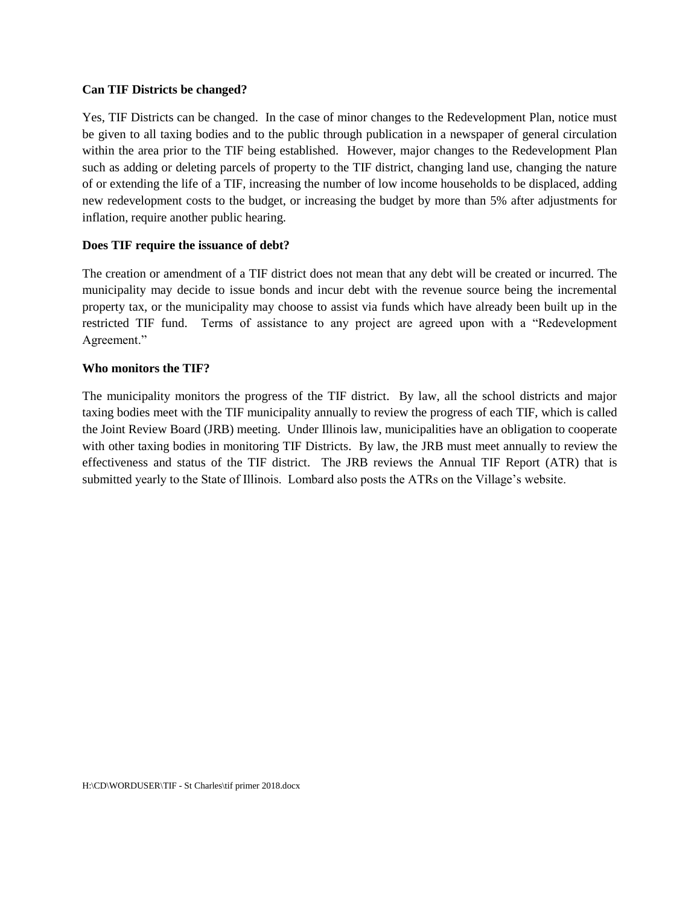**Can TIF Districts be changed?**

Yes, TIF Districts can be changed. In the case of minor changes to the Redevelopment Plan, notice must be given to all taxing bodies and to the public through publication in a newspaper of general circulation within the area prior to the TIF being established. However, major changes to the Redevelopment Plan such as adding or deleting parcels of property to the TIF district, changing land use, changing the nature of or extending the life of a TIF, increasing the number of low income households to be displaced, adding new redevelopment costs to the budget, or increasing the budget by more than 5% after adjustments for inflation, require another public hearing.

**Does TIF require the issuance of debt?**

The creation or amendment of a TIF district does not mean that any debt will be created or incurred. The municipality may decide to issue bonds and incur debt with the revenue source being the incremental property tax, or the municipality may choose to assist via funds which have already been built up in the restricted TIF fund. Terms of assistance to any project are agreed upon with a "Redevelopment Agreement."

**Who monitors the TIF?**

The municipality monitors the progress of the TIF district. By law, all the school districts and major taxing bodies meet with the TIF municipality annually to review the progress of each TIF, which is called the Joint Review Board (JRB) meeting. Under Illinois law, municipalities have an obligation to cooperate with other taxing bodies in monitoring TIF Districts. By law, the JRB must meet annually to review the effectiveness and status of the TIF district. The JRB reviews the Annual TIF Report (ATR) that is submitted yearly to the State of Illinois. Lombard also posts the ATRs on the Village's website.

H:\CD\WORDUSER\TIF - St Charles\tif primer 2018.docx